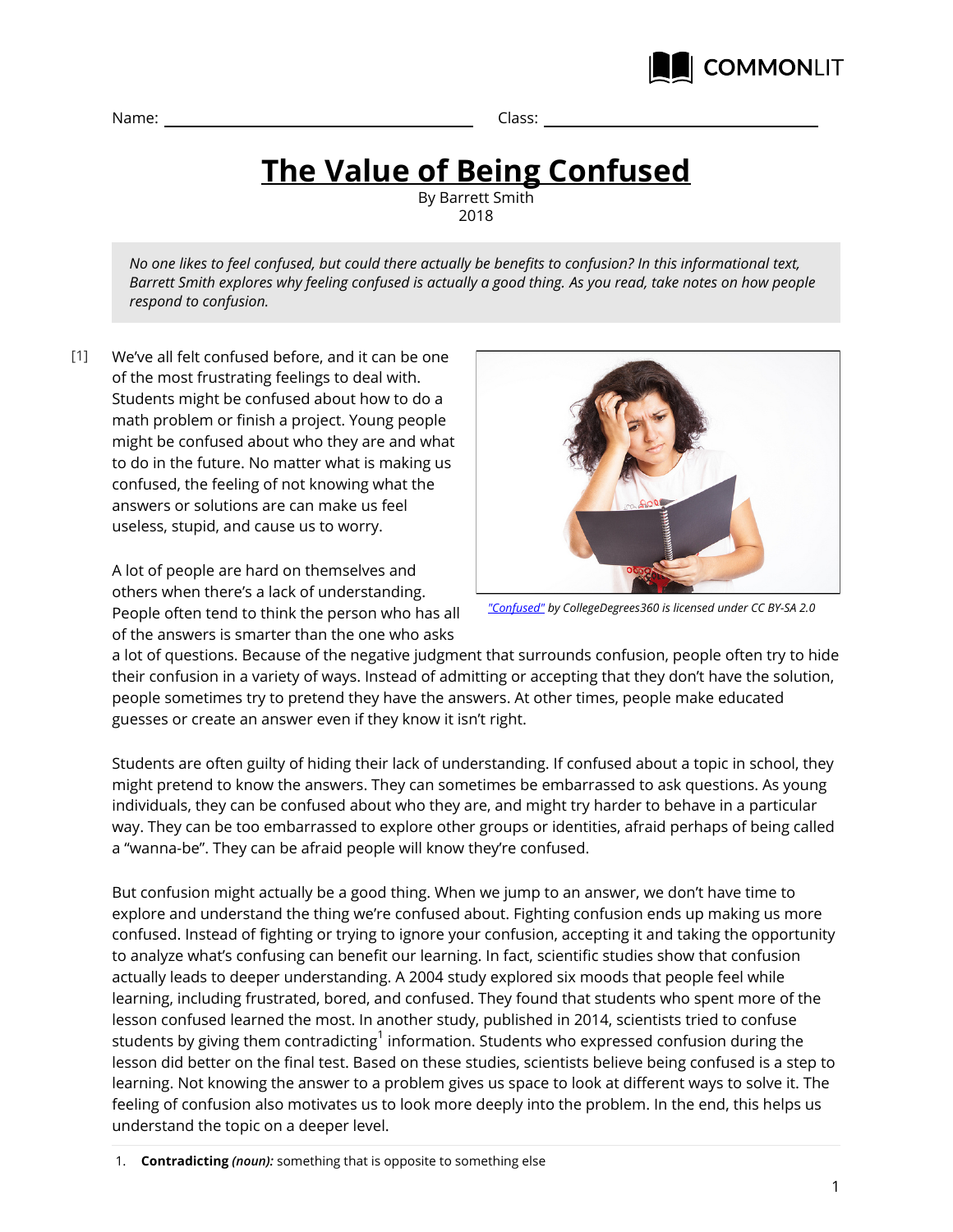Name: ______________________ Class: ______________________

# The Value of Being Confused

By Barrett Smith
2018

*No one likes to feel confused, but could there actually be benefits to confusion? In this informational text, Barrett Smith explores why feeling confused is actually a good thing. As you read, take notes on how people respond to confusion.*

[1] We've all felt confused before, and it can be one of the most frustrating feelings to deal with. Students might be confused about how to do a math problem or finish a project. Young people might be confused about who they are and what to do in the future. No matter what is making us confused, the feeling of not knowing what the answers or solutions are can make us feel useless, stupid, and cause us to worry.

*"Confused" by CollegeDegrees360 is licensed under CC BY-SA 2.0*

A lot of people are hard on themselves and others when there's a lack of understanding. People often tend to think the person who has all of the answers is smarter than the one who asks a lot of questions. Because of the negative judgment that surrounds confusion, people often try to hide their confusion in a variety of ways. Instead of admitting or accepting that they don't have the solution, people sometimes try to pretend they have the answers. At other times, people make educated guesses or create an answer even if they know it isn't right.

Students are often guilty of hiding their lack of understanding. If confused about a topic in school, they might pretend to know the answers. They can sometimes be embarrassed to ask questions. As young individuals, they can be confused about who they are, and might try harder to behave in a particular way. They can be too embarrassed to explore other groups or identities, afraid perhaps of being called a "wanna-be". They can be afraid people will know they're confused.

But confusion might actually be a good thing. When we jump to an answer, we don't have time to explore and understand the thing we're confused about. Fighting confusion ends up making us more confused. Instead of fighting or trying to ignore your confusion, accepting it and taking the opportunity to analyze what's confusing can benefit our learning. In fact, scientific studies show that confusion actually leads to deeper understanding. A 2004 study explored six moods that people feel while learning, including frustrated, bored, and confused. They found that students who spent more of the lesson confused learned the most. In another study, published in 2014, scientists tried to confuse students by giving them contradicting[1] information. Students who expressed confusion during the lesson did better on the final test. Based on these studies, scientists believe being confused is a step to learning. Not knowing the answer to a problem gives us space to look at different ways to solve it. The feeling of confusion also motivates us to look more deeply into the problem. In the end, this helps us understand the topic on a deeper level.

1. **Contradicting** *(noun):* something that is opposite to something else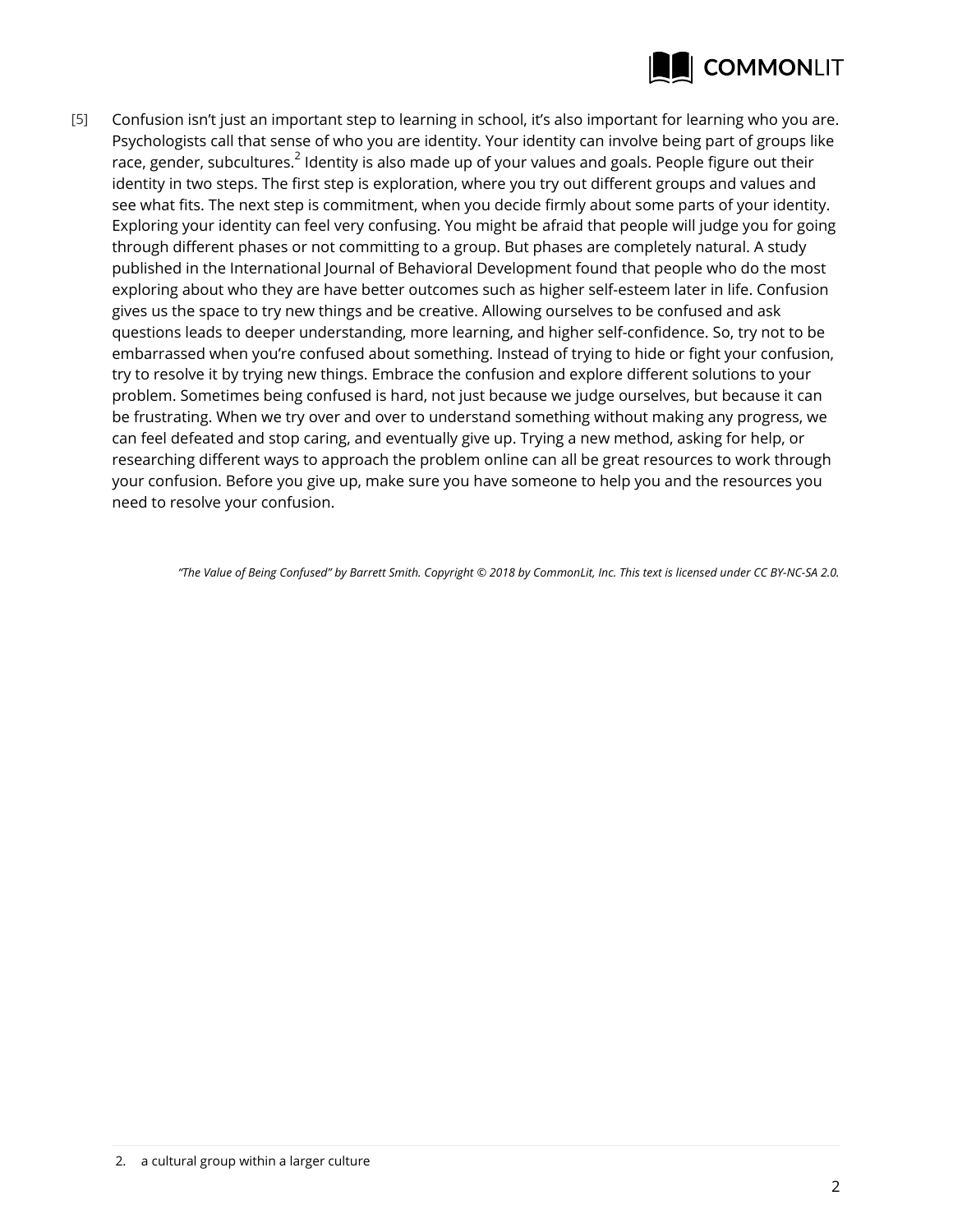[5] Confusion isn't just an important step to learning in school, it's also important for learning who you are. Psychologists call that sense of who you are identity. Your identity can involve being part of groups like race, gender, subcultures.[2] Identity is also made up of your values and goals. People figure out their identity in two steps. The first step is exploration, where you try out different groups and values and see what fits. The next step is commitment, when you decide firmly about some parts of your identity. Exploring your identity can feel very confusing. You might be afraid that people will judge you for going through different phases or not committing to a group. But phases are completely natural. A study published in the International Journal of Behavioral Development found that people who do the most exploring about who they are have better outcomes such as higher self-esteem later in life. Confusion gives us the space to try new things and be creative. Allowing ourselves to be confused and ask questions leads to deeper understanding, more learning, and higher self-confidence. So, try not to be embarrassed when you're confused about something. Instead of trying to hide or fight your confusion, try to resolve it by trying new things. Embrace the confusion and explore different solutions to your problem. Sometimes being confused is hard, not just because we judge ourselves, but because it can be frustrating. When we try over and over to understand something without making any progress, we can feel defeated and stop caring, and eventually give up. Trying a new method, asking for help, or researching different ways to approach the problem online can all be great resources to work through your confusion. Before you give up, make sure you have someone to help you and the resources you need to resolve your confusion.

*"The Value of Being Confused" by Barrett Smith. Copyright © 2018 by CommonLit, Inc. This text is licensed under CC BY-NC-SA 2.0.*

---

2. a cultural group within a larger culture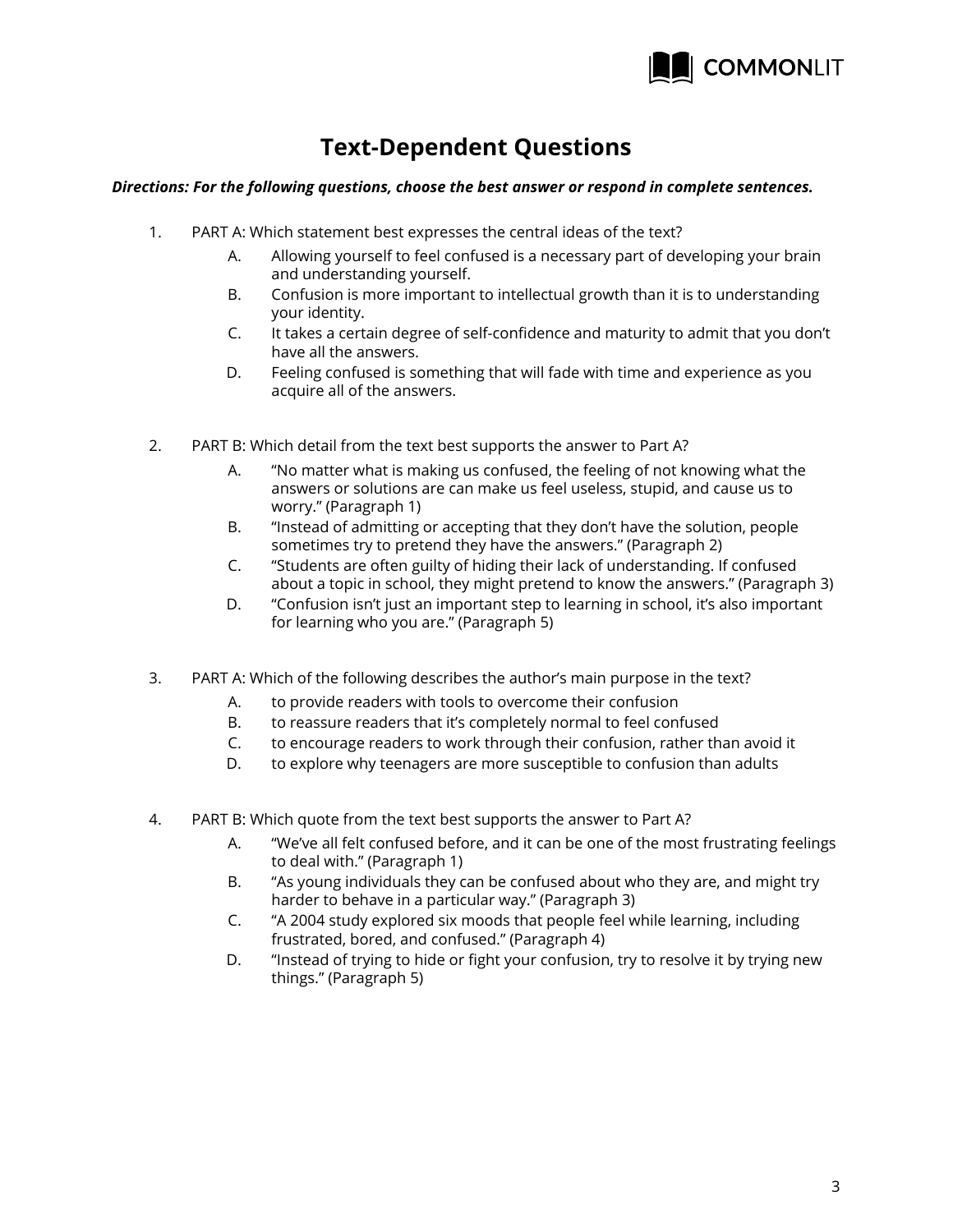# Text-Dependent Questions

***Directions: For the following questions, choose the best answer or respond in complete sentences.***

1. PART A: Which statement best expresses the central ideas of the text?
   - A. Allowing yourself to feel confused is a necessary part of developing your brain and understanding yourself.
   - B. Confusion is more important to intellectual growth than it is to understanding your identity.
   - C. It takes a certain degree of self-confidence and maturity to admit that you don't have all the answers.
   - D. Feeling confused is something that will fade with time and experience as you acquire all of the answers.

2. PART B: Which detail from the text best supports the answer to Part A?
   - A. "No matter what is making us confused, the feeling of not knowing what the answers or solutions are can make us feel useless, stupid, and cause us to worry." (Paragraph 1)
   - B. "Instead of admitting or accepting that they don't have the solution, people sometimes try to pretend they have the answers." (Paragraph 2)
   - C. "Students are often guilty of hiding their lack of understanding. If confused about a topic in school, they might pretend to know the answers." (Paragraph 3)
   - D. "Confusion isn't just an important step to learning in school, it's also important for learning who you are." (Paragraph 5)

3. PART A: Which of the following describes the author's main purpose in the text?
   - A. to provide readers with tools to overcome their confusion
   - B. to reassure readers that it's completely normal to feel confused
   - C. to encourage readers to work through their confusion, rather than avoid it
   - D. to explore why teenagers are more susceptible to confusion than adults

4. PART B: Which quote from the text best supports the answer to Part A?
   - A. "We've all felt confused before, and it can be one of the most frustrating feelings to deal with." (Paragraph 1)
   - B. "As young individuals they can be confused about who they are, and might try harder to behave in a particular way." (Paragraph 3)
   - C. "A 2004 study explored six moods that people feel while learning, including frustrated, bored, and confused." (Paragraph 4)
   - D. "Instead of trying to hide or fight your confusion, try to resolve it by trying new things." (Paragraph 5)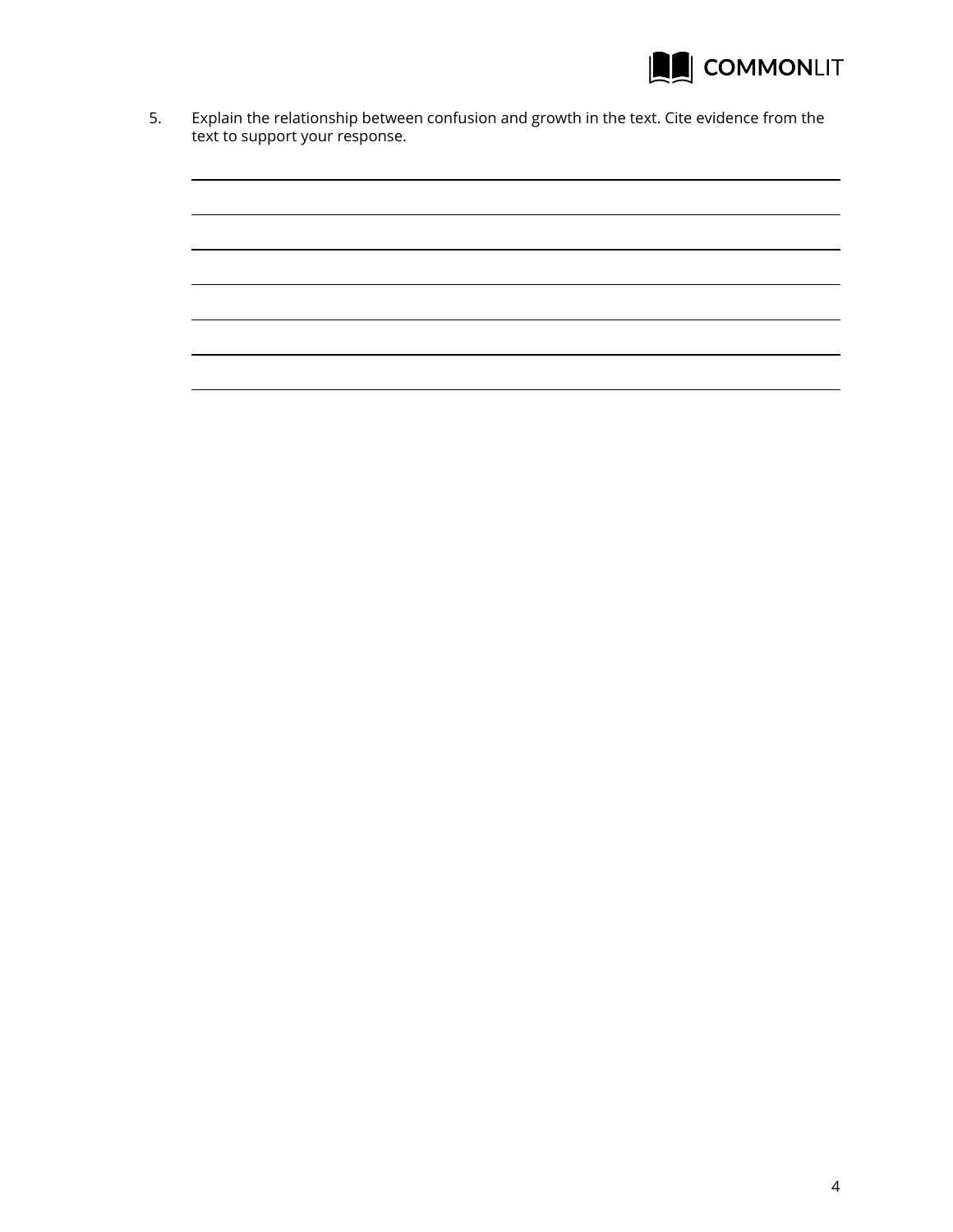5. Explain the relationship between confusion and growth in the text. Cite evidence from the text to support your response.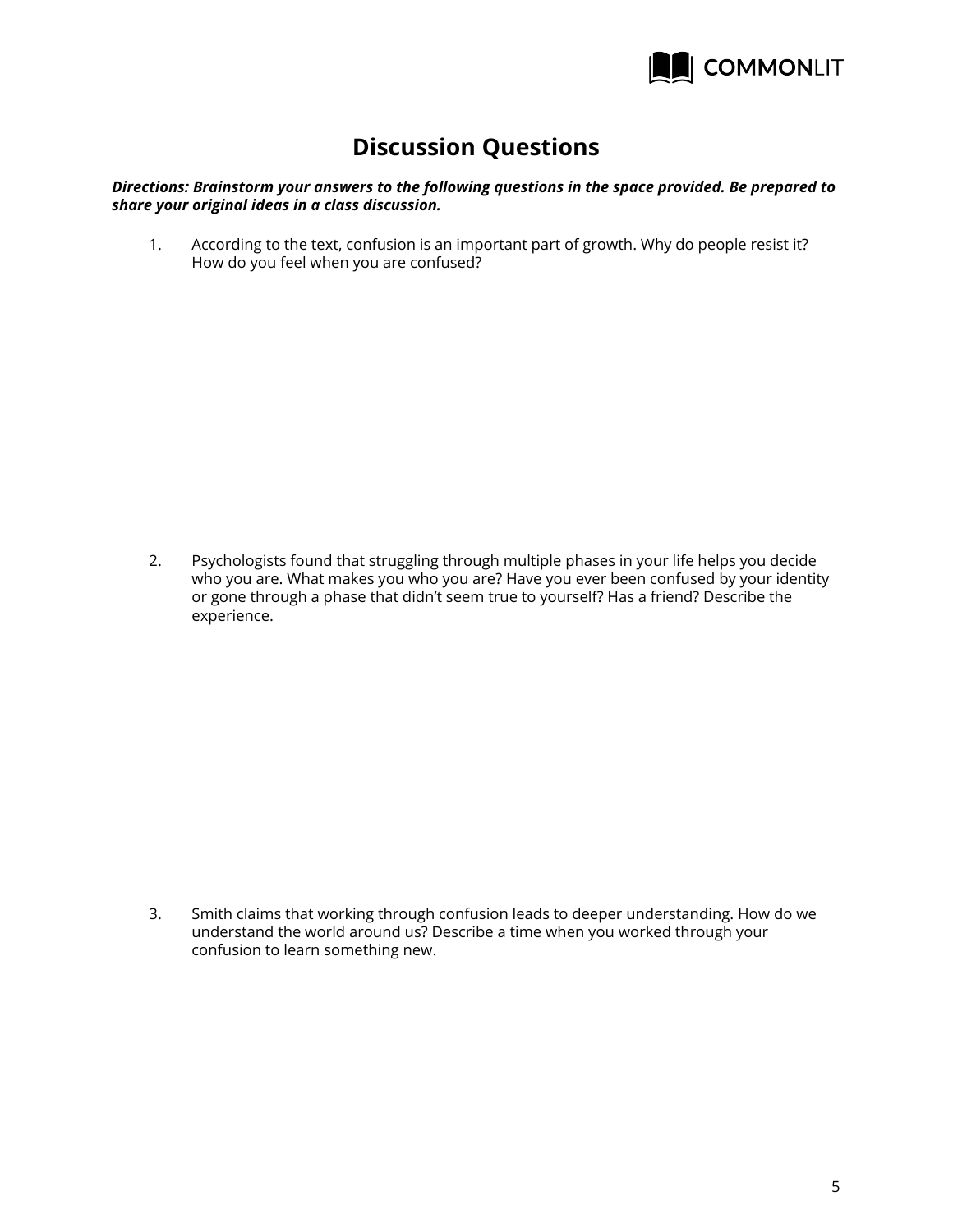# Discussion Questions

***Directions: Brainstorm your answers to the following questions in the space provided. Be prepared to share your original ideas in a class discussion.***

1. According to the text, confusion is an important part of growth. Why do people resist it? How do you feel when you are confused?

2. Psychologists found that struggling through multiple phases in your life helps you decide who you are. What makes you who you are? Have you ever been confused by your identity or gone through a phase that didn't seem true to yourself? Has a friend? Describe the experience.

3. Smith claims that working through confusion leads to deeper understanding. How do we understand the world around us? Describe a time when you worked through your confusion to learn something new.